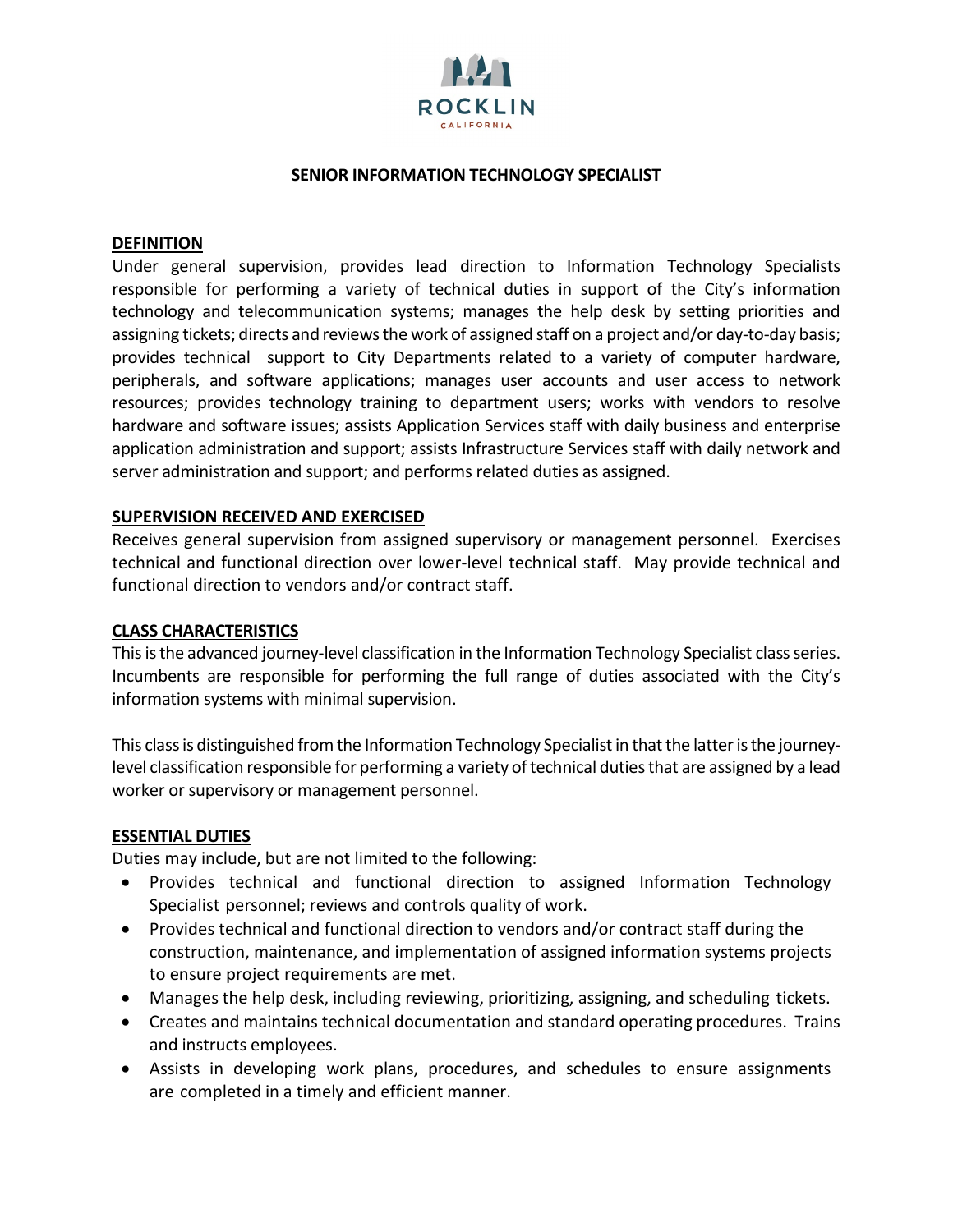ROCKLIN

CALIFORNIA

# SENIOR INFORMATION TECHNOLOGY SPECIALIST

## DEFINITION

Under general supervision, provides lead direction to Information Technology Specialists responsible for performing a variety of technical duties in support of the City's information technology and telecommunication systems; manages the help desk by setting priorities and assigning tickets; directs and reviews the work of assigned staff on a project and/or day-to-day basis; provides technical support to City Departments related to a variety of computer hardware, peripherals, and software applications; manages user accounts and user access to network resources; provides technology training to department users; works with vendors to resolve hardware and software issues; assists Application Services staff with daily business and enterprise application administration and support; assists Infrastructure Services staff with daily network and server administration and support; and performs related duties as assigned.

## SUPERVISION RECEIVED AND EXERCISED

Receives general supervision from assigned supervisory or management personnel. Exercises technical and functional direction over lower-level technical staff. May provide technical and functional direction to vendors and/or contract staff.

## CLASS CHARACTERISTICS

This is the advanced journey-level classification in the Information Technology Specialist class series. Incumbents are responsible for performing the full range of duties associated with the City's information systems with minimal supervision.

This class is distinguished from the Information Technology Specialist in that the latter is the journey-level classification responsible for performing a variety of technical duties that are assigned by a lead worker or supervisory or management personnel.

## ESSENTIAL DUTIES

Duties may include, but are not limited to the following:

- Provides technical and functional direction to assigned Information Technology Specialist personnel; reviews and controls quality of work.
- Provides technical and functional direction to vendors and/or contract staff during the construction, maintenance, and implementation of assigned information systems projects to ensure project requirements are met.
- Manages the help desk, including reviewing, prioritizing, assigning, and scheduling tickets.
- Creates and maintains technical documentation and standard operating procedures. Trains and instructs employees.
- Assists in developing work plans, procedures, and schedules to ensure assignments are completed in a timely and efficient manner.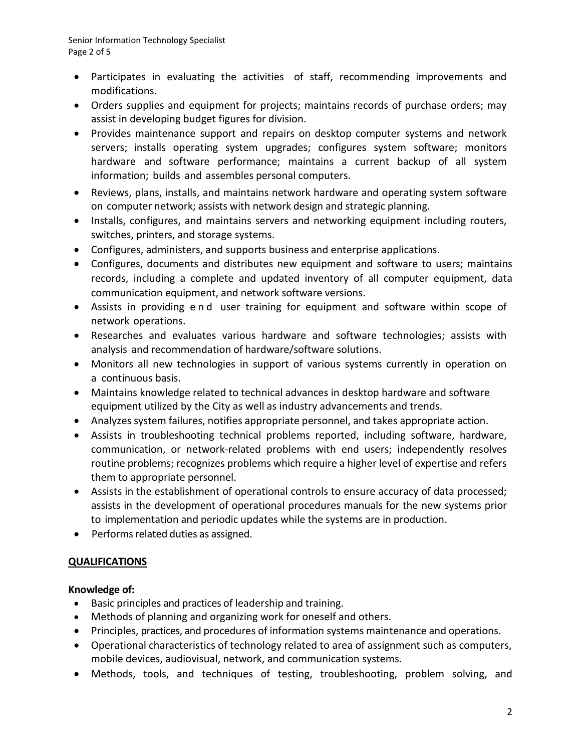- Participates in evaluating the activities of staff, recommending improvements and modifications.
- Orders supplies and equipment for projects; maintains records of purchase orders; may assist in developing budget figures for division.
- Provides maintenance support and repairs on desktop computer systems and network servers; installs operating system upgrades; configures system software; monitors hardware and software performance; maintains a current backup of all system information; builds and assembles personal computers.
- Reviews, plans, installs, and maintains network hardware and operating system software on computer network; assists with network design and strategic planning.
- Installs, configures, and maintains servers and networking equipment including routers, switches, printers, and storage systems.
- Configures, administers, and supports business and enterprise applications.
- Configures, documents and distributes new equipment and software to users; maintains records, including a complete and updated inventory of all computer equipment, data communication equipment, and network software versions.
- Assists in providing end user training for equipment and software within scope of network operations.
- Researches and evaluates various hardware and software technologies; assists with analysis and recommendation of hardware/software solutions.
- Monitors all new technologies in support of various systems currently in operation on a continuous basis.
- Maintains knowledge related to technical advances in desktop hardware and software equipment utilized by the City as well as industry advancements and trends.
- Analyzes system failures, notifies appropriate personnel, and takes appropriate action.
- Assists in troubleshooting technical problems reported, including software, hardware, communication, or network-related problems with end users; independently resolves routine problems; recognizes problems which require a higher level of expertise and refers them to appropriate personnel.
- Assists in the establishment of operational controls to ensure accuracy of data processed; assists in the development of operational procedures manuals for the new systems prior to implementation and periodic updates while the systems are in production.
- Performs related duties as assigned.

## QUALIFICATIONS

**Knowledge of:**

- Basic principles and practices of leadership and training.
- Methods of planning and organizing work for oneself and others.
- Principles, practices, and procedures of information systems maintenance and operations.
- Operational characteristics of technology related to area of assignment such as computers, mobile devices, audiovisual, network, and communication systems.
- Methods, tools, and techniques of testing, troubleshooting, problem solving, and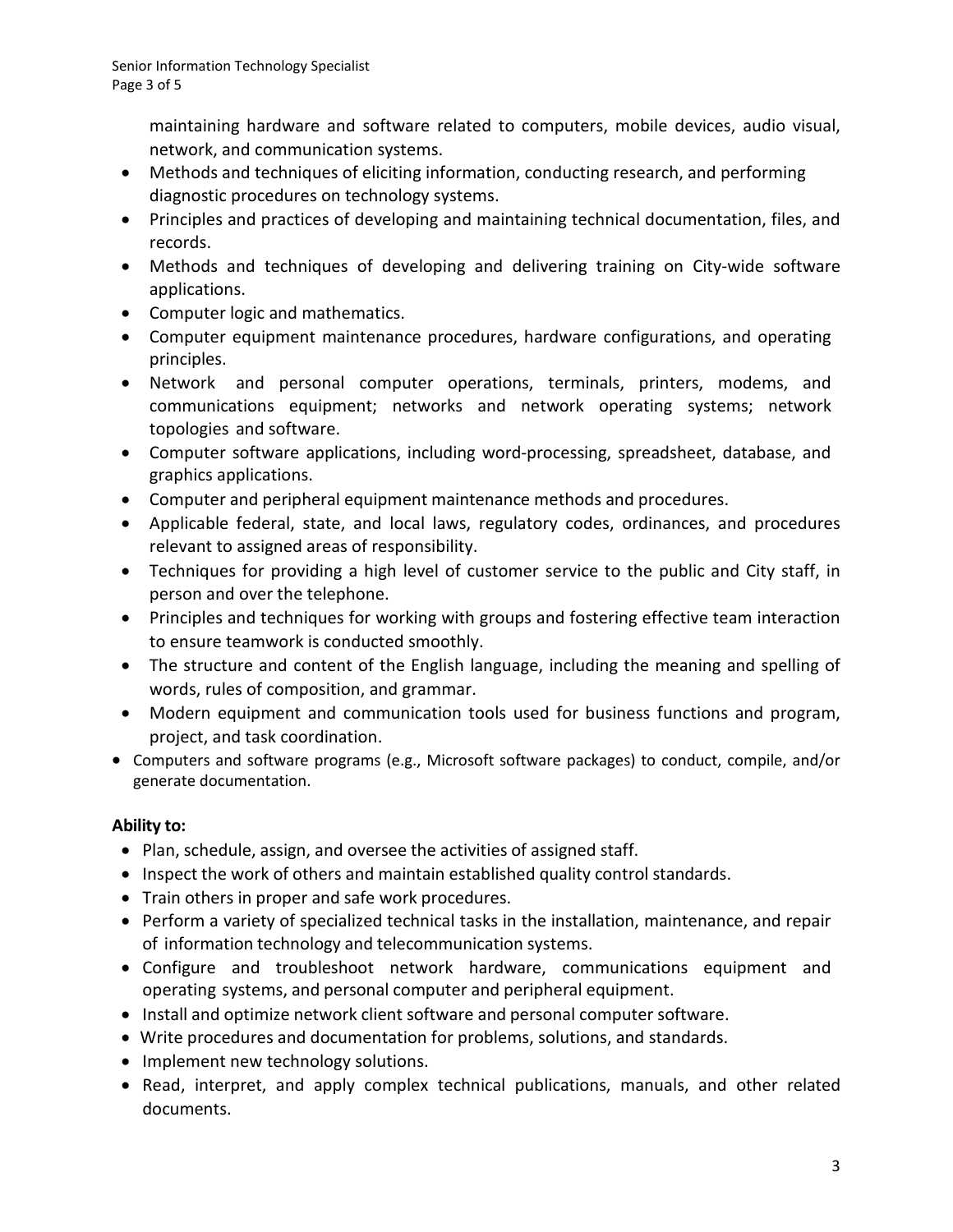maintaining hardware and software related to computers, mobile devices, audio visual, network, and communication systems.

- Methods and techniques of eliciting information, conducting research, and performing diagnostic procedures on technology systems.
- Principles and practices of developing and maintaining technical documentation, files, and records.
- Methods and techniques of developing and delivering training on City-wide software applications.
- Computer logic and mathematics.
- Computer equipment maintenance procedures, hardware configurations, and operating principles.
- Network and personal computer operations, terminals, printers, modems, and communications equipment; networks and network operating systems; network topologies and software.
- Computer software applications, including word-processing, spreadsheet, database, and graphics applications.
- Computer and peripheral equipment maintenance methods and procedures.
- Applicable federal, state, and local laws, regulatory codes, ordinances, and procedures relevant to assigned areas of responsibility.
- Techniques for providing a high level of customer service to the public and City staff, in person and over the telephone.
- Principles and techniques for working with groups and fostering effective team interaction to ensure teamwork is conducted smoothly.
- The structure and content of the English language, including the meaning and spelling of words, rules of composition, and grammar.
- Modern equipment and communication tools used for business functions and program, project, and task coordination.
- Computers and software programs (e.g., Microsoft software packages) to conduct, compile, and/or generate documentation.

**Ability to:**

- Plan, schedule, assign, and oversee the activities of assigned staff.
- Inspect the work of others and maintain established quality control standards.
- Train others in proper and safe work procedures.
- Perform a variety of specialized technical tasks in the installation, maintenance, and repair of information technology and telecommunication systems.
- Configure and troubleshoot network hardware, communications equipment and operating systems, and personal computer and peripheral equipment.
- Install and optimize network client software and personal computer software.
- Write procedures and documentation for problems, solutions, and standards.
- Implement new technology solutions.
- Read, interpret, and apply complex technical publications, manuals, and other related documents.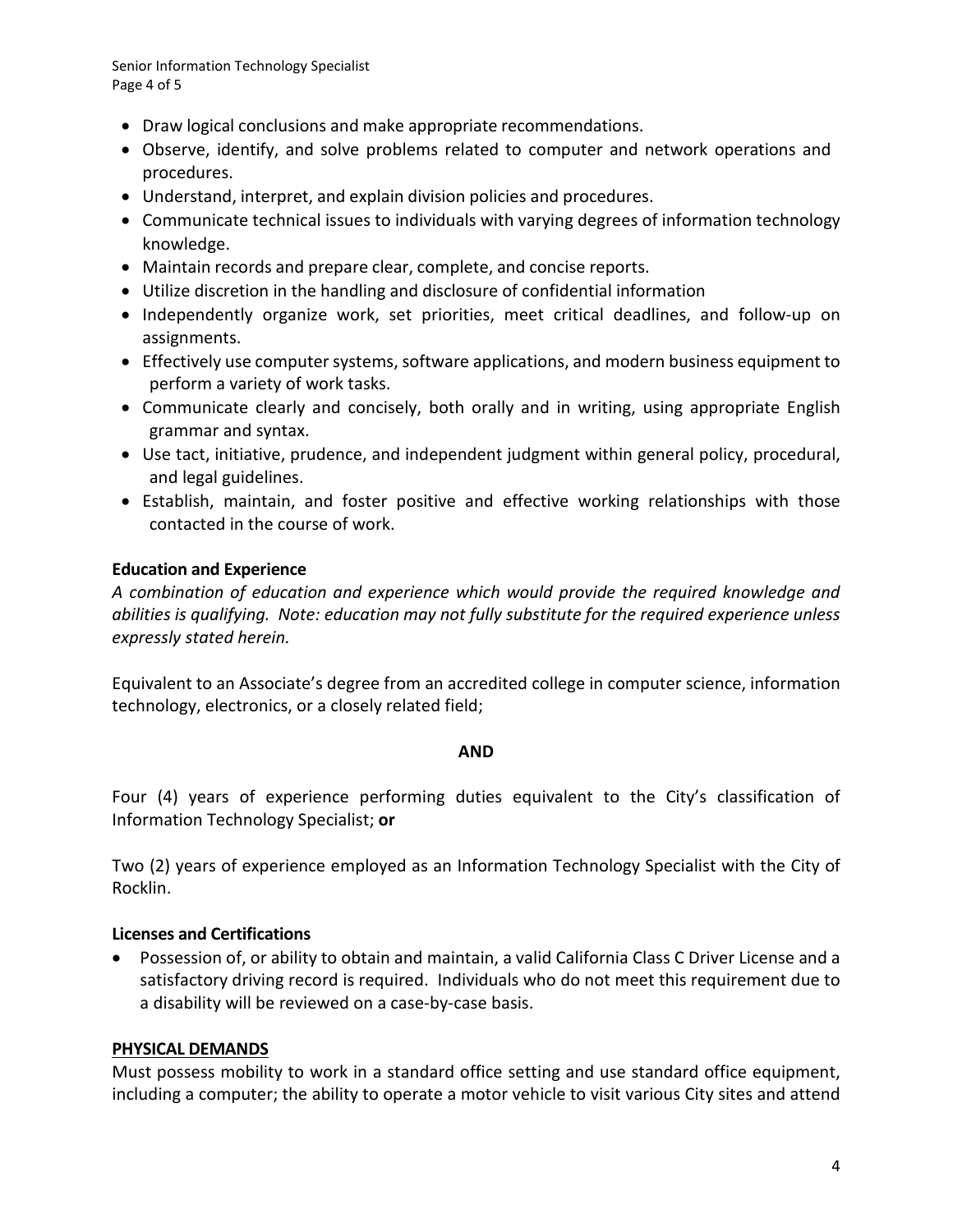- Draw logical conclusions and make appropriate recommendations.
- Observe, identify, and solve problems related to computer and network operations and procedures.
- Understand, interpret, and explain division policies and procedures.
- Communicate technical issues to individuals with varying degrees of information technology knowledge.
- Maintain records and prepare clear, complete, and concise reports.
- Utilize discretion in the handling and disclosure of confidential information
- Independently organize work, set priorities, meet critical deadlines, and follow-up on assignments.
- Effectively use computer systems, software applications, and modern business equipment to perform a variety of work tasks.
- Communicate clearly and concisely, both orally and in writing, using appropriate English grammar and syntax.
- Use tact, initiative, prudence, and independent judgment within general policy, procedural, and legal guidelines.
- Establish, maintain, and foster positive and effective working relationships with those contacted in the course of work.

**Education and Experience**

*A combination of education and experience which would provide the required knowledge and abilities is qualifying. Note: education may not fully substitute for the required experience unless expressly stated herein.*

Equivalent to an Associate's degree from an accredited college in computer science, information technology, electronics, or a closely related field;

**AND**

Four (4) years of experience performing duties equivalent to the City's classification of Information Technology Specialist; **or**

Two (2) years of experience employed as an Information Technology Specialist with the City of Rocklin.

**Licenses and Certifications**

- Possession of, or ability to obtain and maintain, a valid California Class C Driver License and a satisfactory driving record is required. Individuals who do not meet this requirement due to a disability will be reviewed on a case-by-case basis.

## PHYSICAL DEMANDS

Must possess mobility to work in a standard office setting and use standard office equipment, including a computer; the ability to operate a motor vehicle to visit various City sites and attend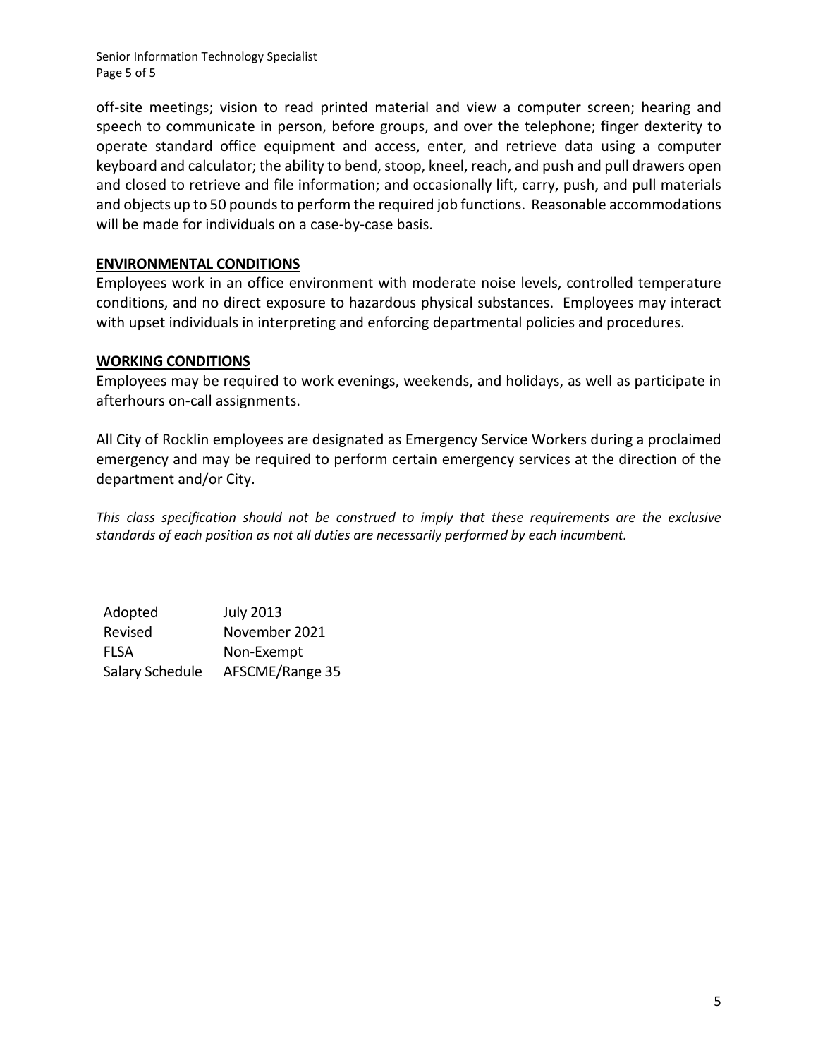off-site meetings; vision to read printed material and view a computer screen; hearing and speech to communicate in person, before groups, and over the telephone; finger dexterity to operate standard office equipment and access, enter, and retrieve data using a computer keyboard and calculator; the ability to bend, stoop, kneel, reach, and push and pull drawers open and closed to retrieve and file information; and occasionally lift, carry, push, and pull materials and objects up to 50 pounds to perform the required job functions. Reasonable accommodations will be made for individuals on a case-by-case basis.

## ENVIRONMENTAL CONDITIONS

Employees work in an office environment with moderate noise levels, controlled temperature conditions, and no direct exposure to hazardous physical substances. Employees may interact with upset individuals in interpreting and enforcing departmental policies and procedures.

## WORKING CONDITIONS

Employees may be required to work evenings, weekends, and holidays, as well as participate in afterhours on-call assignments.

All City of Rocklin employees are designated as Emergency Service Workers during a proclaimed emergency and may be required to perform certain emergency services at the direction of the department and/or City.

*This class specification should not be construed to imply that these requirements are the exclusive standards of each position as not all duties are necessarily performed by each incumbent.*

| | |
|---|---|
| Adopted | July 2013 |
| Revised | November 2021 |
| FLSA | Non-Exempt |
| Salary Schedule | AFSCME/Range 35 |